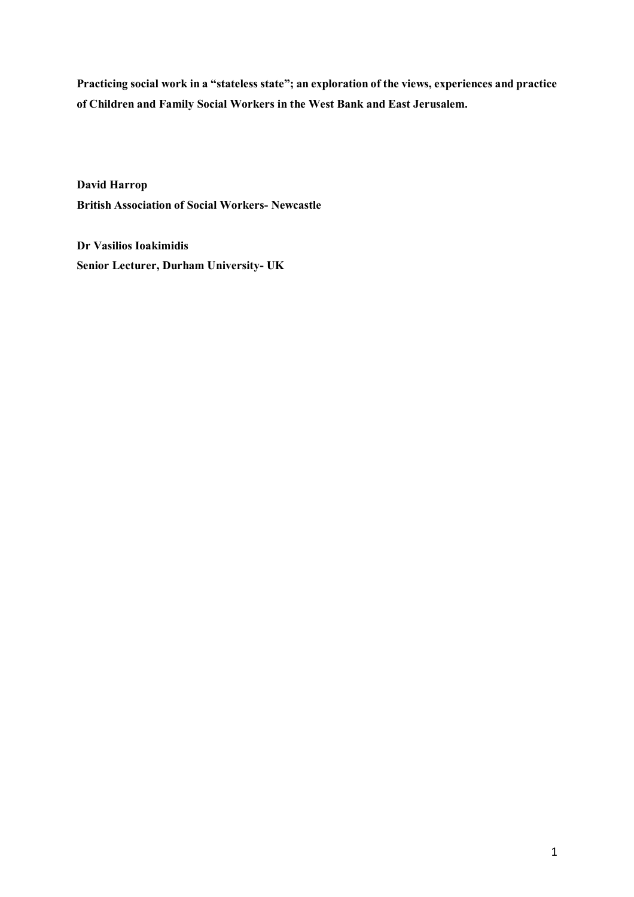# Practicing social work in a "stateless state"; an exploration of the views, experiences and practice of Children and Family Social Workers in the West Bank and East Jerusalem.

**David Harrop**
**British Association of Social Workers- Newcastle**

**Dr Vasilios Ioakimidis**
**Senior Lecturer, Durham University- UK**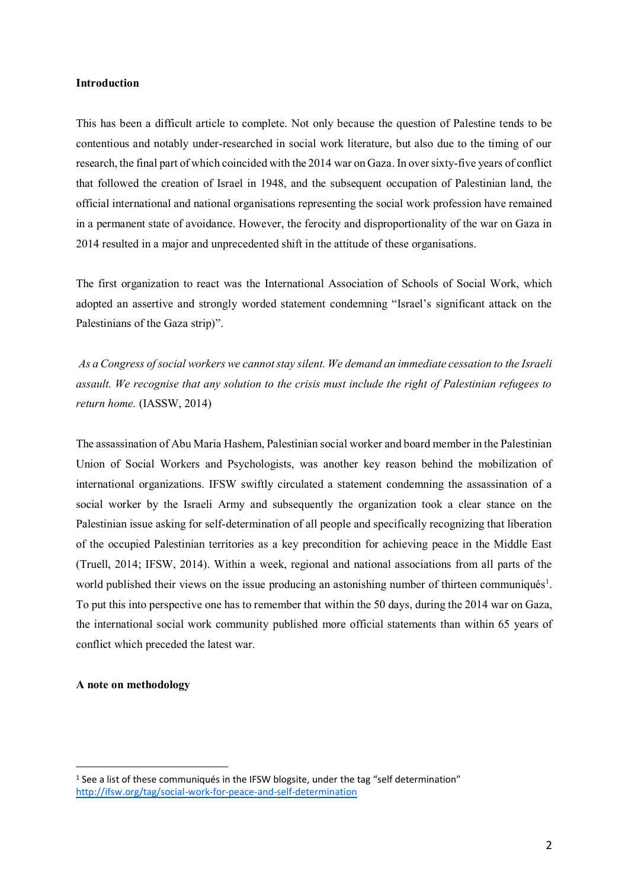## Introduction

This has been a difficult article to complete. Not only because the question of Palestine tends to be contentious and notably under-researched in social work literature, but also due to the timing of our research, the final part of which coincided with the 2014 war on Gaza. In over sixty-five years of conflict that followed the creation of Israel in 1948, and the subsequent occupation of Palestinian land, the official international and national organisations representing the social work profession have remained in a permanent state of avoidance. However, the ferocity and disproportionality of the war on Gaza in 2014 resulted in a major and unprecedented shift in the attitude of these organisations.

The first organization to react was the International Association of Schools of Social Work, which adopted an assertive and strongly worded statement condemning "Israel's significant attack on the Palestinians of the Gaza strip)".

*As a Congress of social workers we cannot stay silent. We demand an immediate cessation to the Israeli assault. We recognise that any solution to the crisis must include the right of Palestinian refugees to return home.* (IASSW, 2014)

The assassination of Abu Maria Hashem, Palestinian social worker and board member in the Palestinian Union of Social Workers and Psychologists, was another key reason behind the mobilization of international organizations. IFSW swiftly circulated a statement condemning the assassination of a social worker by the Israeli Army and subsequently the organization took a clear stance on the Palestinian issue asking for self-determination of all people and specifically recognizing that liberation of the occupied Palestinian territories as a key precondition for achieving peace in the Middle East (Truell, 2014; IFSW, 2014). Within a week, regional and national associations from all parts of the world published their views on the issue producing an astonishing number of thirteen communiqués[1]. To put this into perspective one has to remember that within the 50 days, during the 2014 war on Gaza, the international social work community published more official statements than within 65 years of conflict which preceded the latest war.

## A note on methodology

[1] See a list of these communiqués in the IFSW blogsite, under the tag "self determination" http://ifsw.org/tag/social-work-for-peace-and-self-determination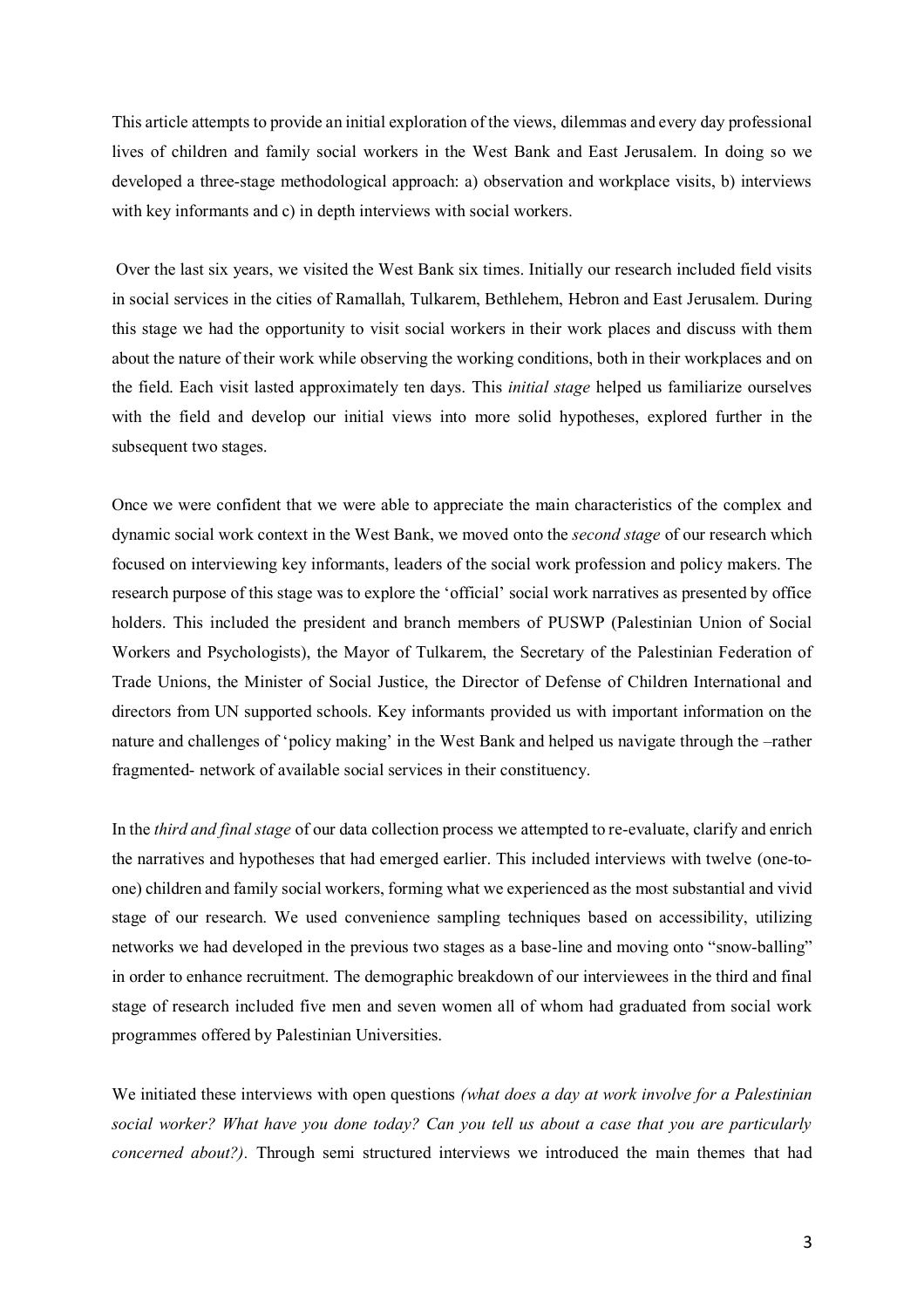This article attempts to provide an initial exploration of the views, dilemmas and every day professional lives of children and family social workers in the West Bank and East Jerusalem. In doing so we developed a three-stage methodological approach: a) observation and workplace visits, b) interviews with key informants and c) in depth interviews with social workers.

Over the last six years, we visited the West Bank six times. Initially our research included field visits in social services in the cities of Ramallah, Tulkarem, Bethlehem, Hebron and East Jerusalem. During this stage we had the opportunity to visit social workers in their work places and discuss with them about the nature of their work while observing the working conditions, both in their workplaces and on the field. Each visit lasted approximately ten days. This *initial stage* helped us familiarize ourselves with the field and develop our initial views into more solid hypotheses, explored further in the subsequent two stages.

Once we were confident that we were able to appreciate the main characteristics of the complex and dynamic social work context in the West Bank, we moved onto the *second stage* of our research which focused on interviewing key informants, leaders of the social work profession and policy makers. The research purpose of this stage was to explore the 'official' social work narratives as presented by office holders. This included the president and branch members of PUSWP (Palestinian Union of Social Workers and Psychologists), the Mayor of Tulkarem, the Secretary of the Palestinian Federation of Trade Unions, the Minister of Social Justice, the Director of Defense of Children International and directors from UN supported schools. Key informants provided us with important information on the nature and challenges of 'policy making' in the West Bank and helped us navigate through the –rather fragmented- network of available social services in their constituency.

In the *third and final stage* of our data collection process we attempted to re-evaluate, clarify and enrich the narratives and hypotheses that had emerged earlier. This included interviews with twelve (one-to-one) children and family social workers, forming what we experienced as the most substantial and vivid stage of our research. We used convenience sampling techniques based on accessibility, utilizing networks we had developed in the previous two stages as a base-line and moving onto "snow-balling" in order to enhance recruitment. The demographic breakdown of our interviewees in the third and final stage of research included five men and seven women all of whom had graduated from social work programmes offered by Palestinian Universities.

We initiated these interviews with open questions *(what does a day at work involve for a Palestinian social worker? What have you done today? Can you tell us about a case that you are particularly concerned about?)*. Through semi structured interviews we introduced the main themes that had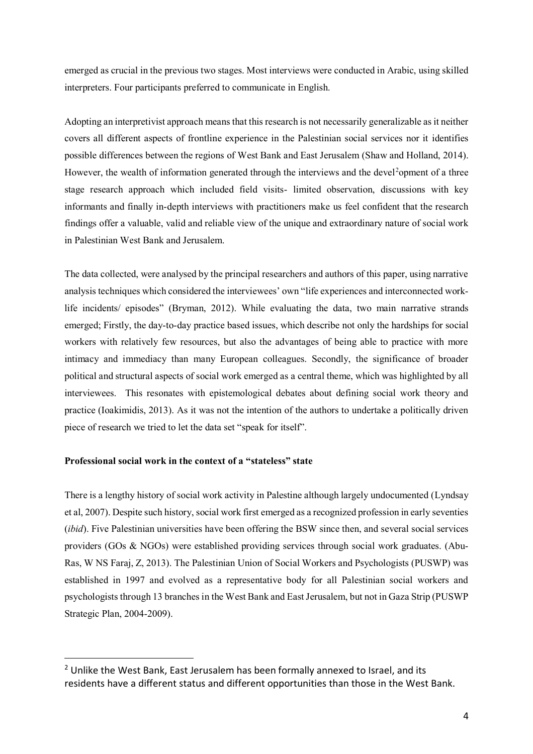emerged as crucial in the previous two stages. Most interviews were conducted in Arabic, using skilled interpreters. Four participants preferred to communicate in English.

Adopting an interpretivist approach means that this research is not necessarily generalizable as it neither covers all different aspects of frontline experience in the Palestinian social services nor it identifies possible differences between the regions of West Bank and East Jerusalem (Shaw and Holland, 2014). However, the wealth of information generated through the interviews and the devel[2]opment of a three stage research approach which included field visits- limited observation, discussions with key informants and finally in-depth interviews with practitioners make us feel confident that the research findings offer a valuable, valid and reliable view of the unique and extraordinary nature of social work in Palestinian West Bank and Jerusalem.

The data collected, were analysed by the principal researchers and authors of this paper, using narrative analysis techniques which considered the interviewees' own "life experiences and interconnected work-life incidents/ episodes" (Bryman, 2012). While evaluating the data, two main narrative strands emerged; Firstly, the day-to-day practice based issues, which describe not only the hardships for social workers with relatively few resources, but also the advantages of being able to practice with more intimacy and immediacy than many European colleagues. Secondly, the significance of broader political and structural aspects of social work emerged as a central theme, which was highlighted by all interviewees. This resonates with epistemological debates about defining social work theory and practice (Ioakimidis, 2013). As it was not the intention of the authors to undertake a politically driven piece of research we tried to let the data set "speak for itself".

**Professional social work in the context of a "stateless" state**

There is a lengthy history of social work activity in Palestine although largely undocumented (Lyndsay et al, 2007). Despite such history, social work first emerged as a recognized profession in early seventies (*ibid*). Five Palestinian universities have been offering the BSW since then, and several social services providers (GOs & NGOs) were established providing services through social work graduates. (Abu-Ras, W NS Faraj, Z, 2013). The Palestinian Union of Social Workers and Psychologists (PUSWP) was established in 1997 and evolved as a representative body for all Palestinian social workers and psychologists through 13 branches in the West Bank and East Jerusalem, but not in Gaza Strip (PUSWP Strategic Plan, 2004-2009).

[2] Unlike the West Bank, East Jerusalem has been formally annexed to Israel, and its residents have a different status and different opportunities than those in the West Bank.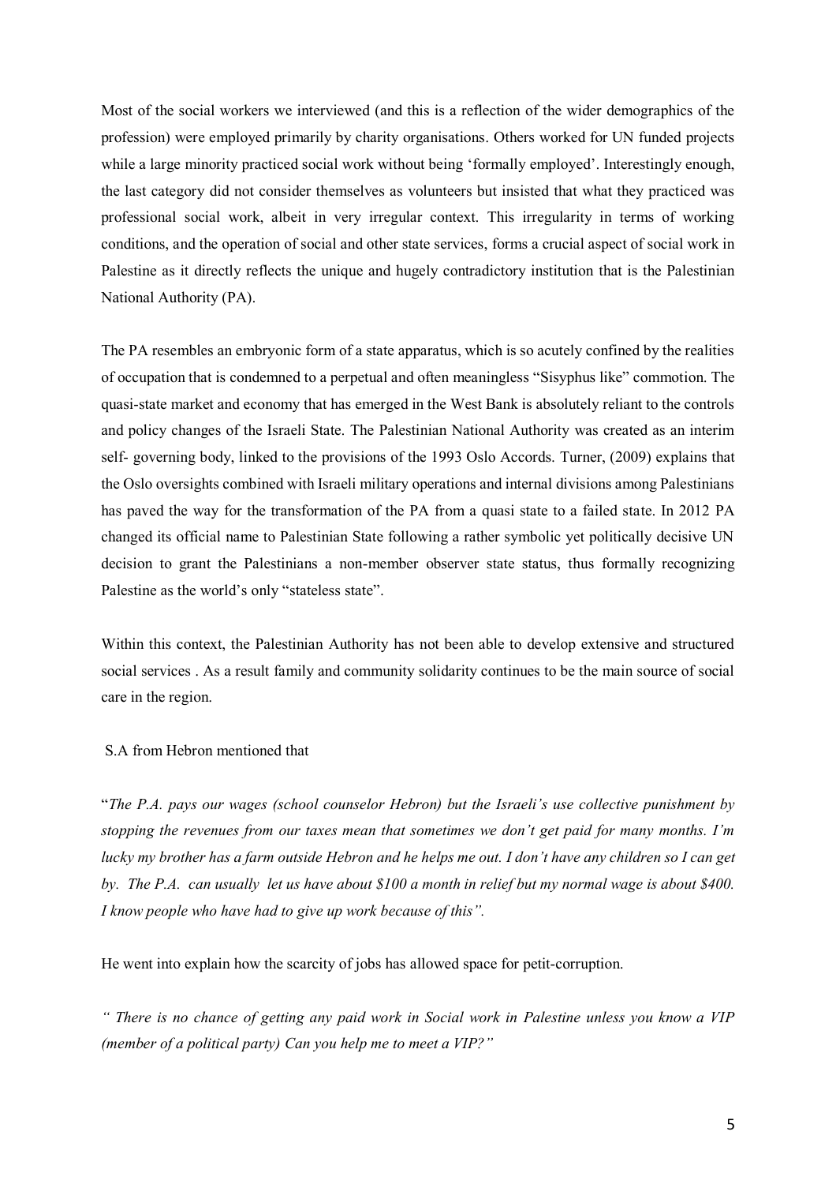Most of the social workers we interviewed (and this is a reflection of the wider demographics of the profession) were employed primarily by charity organisations. Others worked for UN funded projects while a large minority practiced social work without being 'formally employed'. Interestingly enough, the last category did not consider themselves as volunteers but insisted that what they practiced was professional social work, albeit in very irregular context. This irregularity in terms of working conditions, and the operation of social and other state services, forms a crucial aspect of social work in Palestine as it directly reflects the unique and hugely contradictory institution that is the Palestinian National Authority (PA).

The PA resembles an embryonic form of a state apparatus, which is so acutely confined by the realities of occupation that is condemned to a perpetual and often meaningless "Sisyphus like" commotion. The quasi-state market and economy that has emerged in the West Bank is absolutely reliant to the controls and policy changes of the Israeli State. The Palestinian National Authority was created as an interim self- governing body, linked to the provisions of the 1993 Oslo Accords. Turner, (2009) explains that the Oslo oversights combined with Israeli military operations and internal divisions among Palestinians has paved the way for the transformation of the PA from a quasi state to a failed state. In 2012 PA changed its official name to Palestinian State following a rather symbolic yet politically decisive UN decision to grant the Palestinians a non-member observer state status, thus formally recognizing Palestine as the world's only "stateless state".

Within this context, the Palestinian Authority has not been able to develop extensive and structured social services . As a result family and community solidarity continues to be the main source of social care in the region.

S.A from Hebron mentioned that

"*The P.A. pays our wages (school counselor Hebron) but the Israeli's use collective punishment by stopping the revenues from our taxes mean that sometimes we don't get paid for many months. I'm lucky my brother has a farm outside Hebron and he helps me out. I don't have any children so I can get by. The P.A. can usually let us have about $100 a month in relief but my normal wage is about $400. I know people who have had to give up work because of this".*

He went into explain how the scarcity of jobs has allowed space for petit-corruption.

*" There is no chance of getting any paid work in Social work in Palestine unless you know a VIP (member of a political party) Can you help me to meet a VIP?"*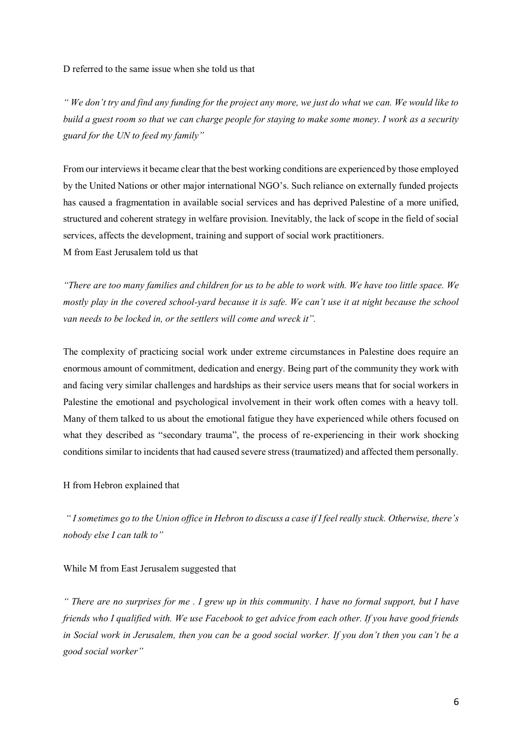D referred to the same issue when she told us that

*" We don't try and find any funding for the project any more, we just do what we can. We would like to build a guest room so that we can charge people for staying to make some money. I work as a security guard for the UN to feed my family"*

From our interviews it became clear that the best working conditions are experienced by those employed by the United Nations or other major international NGO's. Such reliance on externally funded projects has caused a fragmentation in available social services and has deprived Palestine of a more unified, structured and coherent strategy in welfare provision. Inevitably, the lack of scope in the field of social services, affects the development, training and support of social work practitioners.

M from East Jerusalem told us that

*"There are too many families and children for us to be able to work with. We have too little space. We mostly play in the covered school-yard because it is safe. We can't use it at night because the school van needs to be locked in, or the settlers will come and wreck it".*

The complexity of practicing social work under extreme circumstances in Palestine does require an enormous amount of commitment, dedication and energy. Being part of the community they work with and facing very similar challenges and hardships as their service users means that for social workers in Palestine the emotional and psychological involvement in their work often comes with a heavy toll. Many of them talked to us about the emotional fatigue they have experienced while others focused on what they described as "secondary trauma", the process of re-experiencing in their work shocking conditions similar to incidents that had caused severe stress (traumatized) and affected them personally.

H from Hebron explained that

*" I sometimes go to the Union office in Hebron to discuss a case if I feel really stuck. Otherwise, there's nobody else I can talk to"*

While M from East Jerusalem suggested that

*" There are no surprises for me . I grew up in this community. I have no formal support, but I have friends who I qualified with. We use Facebook to get advice from each other. If you have good friends in Social work in Jerusalem, then you can be a good social worker. If you don't then you can't be a good social worker"*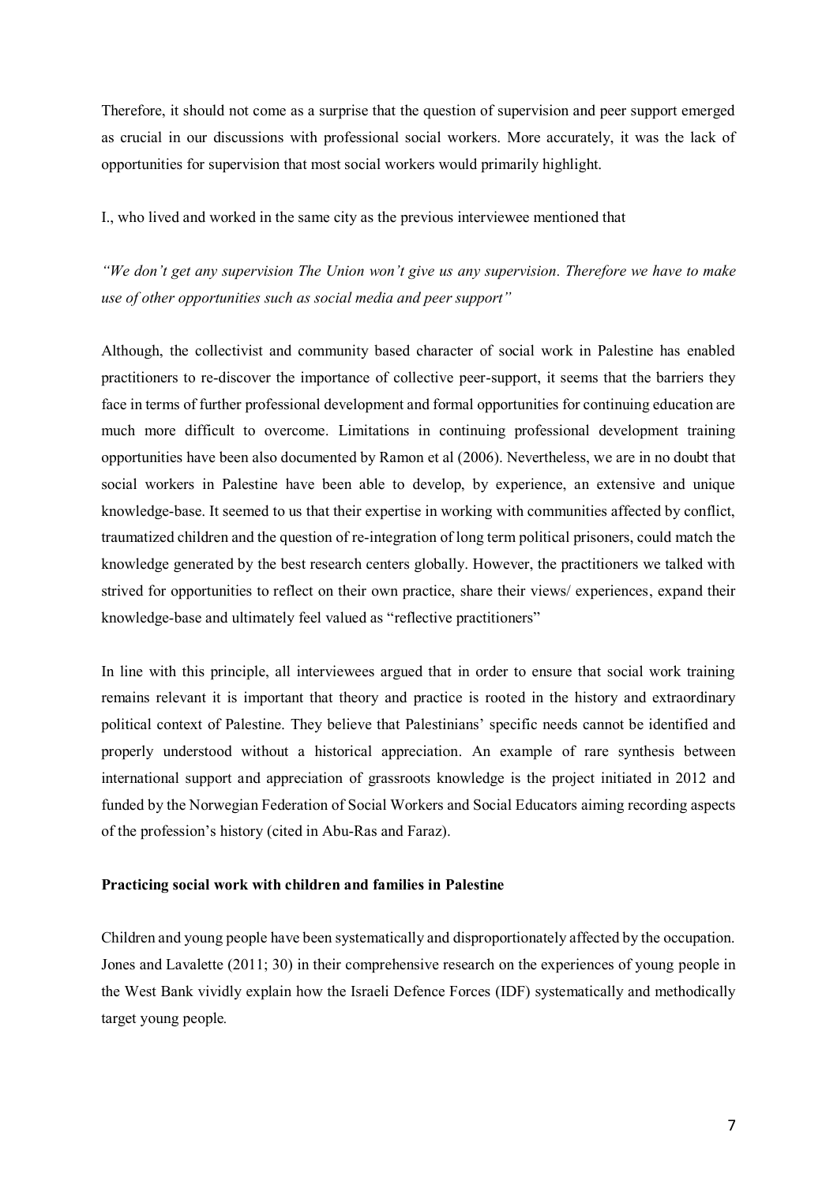Therefore, it should not come as a surprise that the question of supervision and peer support emerged as crucial in our discussions with professional social workers. More accurately, it was the lack of opportunities for supervision that most social workers would primarily highlight.

I., who lived and worked in the same city as the previous interviewee mentioned that

*"We don't get any supervision The Union won't give us any supervision. Therefore we have to make use of other opportunities such as social media and peer support"*

Although, the collectivist and community based character of social work in Palestine has enabled practitioners to re-discover the importance of collective peer-support, it seems that the barriers they face in terms of further professional development and formal opportunities for continuing education are much more difficult to overcome. Limitations in continuing professional development training opportunities have been also documented by Ramon et al (2006). Nevertheless, we are in no doubt that social workers in Palestine have been able to develop, by experience, an extensive and unique knowledge-base. It seemed to us that their expertise in working with communities affected by conflict, traumatized children and the question of re-integration of long term political prisoners, could match the knowledge generated by the best research centers globally. However, the practitioners we talked with strived for opportunities to reflect on their own practice, share their views/ experiences, expand their knowledge-base and ultimately feel valued as "reflective practitioners"

In line with this principle, all interviewees argued that in order to ensure that social work training remains relevant it is important that theory and practice is rooted in the history and extraordinary political context of Palestine. They believe that Palestinians' specific needs cannot be identified and properly understood without a historical appreciation. An example of rare synthesis between international support and appreciation of grassroots knowledge is the project initiated in 2012 and funded by the Norwegian Federation of Social Workers and Social Educators aiming recording aspects of the profession's history (cited in Abu-Ras and Faraz).

**Practicing social work with children and families in Palestine**

Children and young people have been systematically and disproportionately affected by the occupation. Jones and Lavalette (2011; 30) in their comprehensive research on the experiences of young people in the West Bank vividly explain how the Israeli Defence Forces (IDF) systematically and methodically target young people.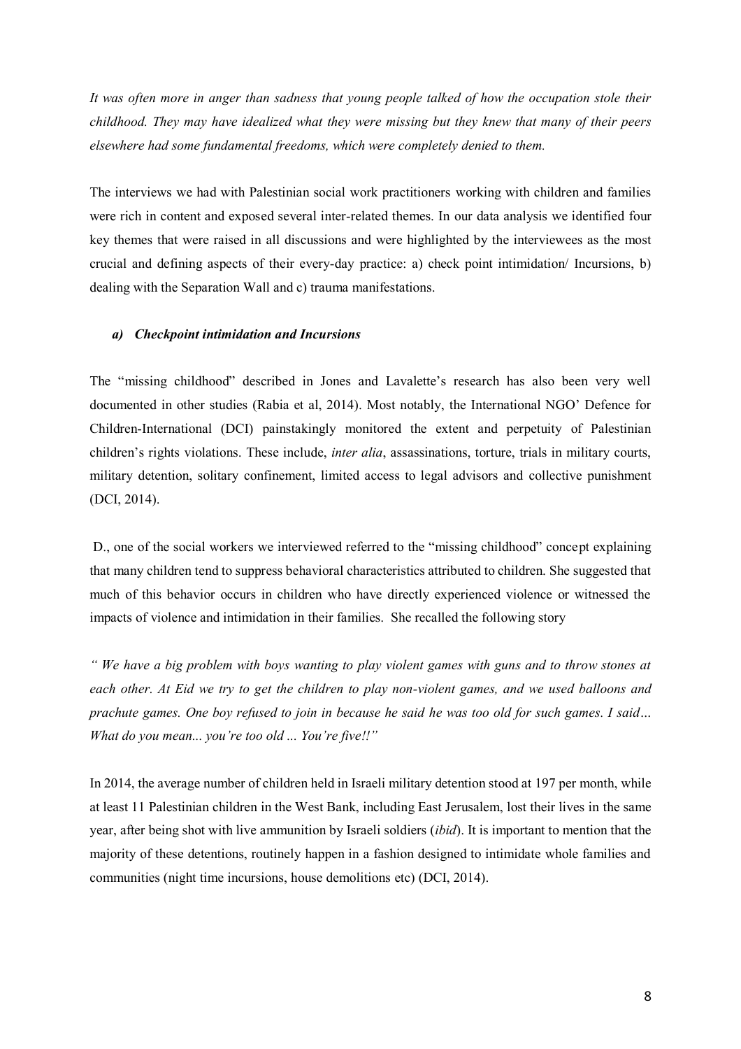*It was often more in anger than sadness that young people talked of how the occupation stole their childhood. They may have idealized what they were missing but they knew that many of their peers elsewhere had some fundamental freedoms, which were completely denied to them.*

The interviews we had with Palestinian social work practitioners working with children and families were rich in content and exposed several inter-related themes. In our data analysis we identified four key themes that were raised in all discussions and were highlighted by the interviewees as the most crucial and defining aspects of their every-day practice: a) check point intimidation/ Incursions, b) dealing with the Separation Wall and c) trauma manifestations.

### *a) Checkpoint intimidation and Incursions*

The "missing childhood" described in Jones and Lavalette's research has also been very well documented in other studies (Rabia et al, 2014). Most notably, the International NGO' Defence for Children-International (DCI) painstakingly monitored the extent and perpetuity of Palestinian children's rights violations. These include, *inter alia*, assassinations, torture, trials in military courts, military detention, solitary confinement, limited access to legal advisors and collective punishment (DCI, 2014).

D., one of the social workers we interviewed referred to the "missing childhood" concept explaining that many children tend to suppress behavioral characteristics attributed to children. She suggested that much of this behavior occurs in children who have directly experienced violence or witnessed the impacts of violence and intimidation in their families. She recalled the following story

*" We have a big problem with boys wanting to play violent games with guns and to throw stones at each other. At Eid we try to get the children to play non-violent games, and we used balloons and prachute games. One boy refused to join in because he said he was too old for such games. I said… What do you mean... you're too old ... You're five!!"*

In 2014, the average number of children held in Israeli military detention stood at 197 per month, while at least 11 Palestinian children in the West Bank, including East Jerusalem, lost their lives in the same year, after being shot with live ammunition by Israeli soldiers (*ibid*). It is important to mention that the majority of these detentions, routinely happen in a fashion designed to intimidate whole families and communities (night time incursions, house demolitions etc) (DCI, 2014).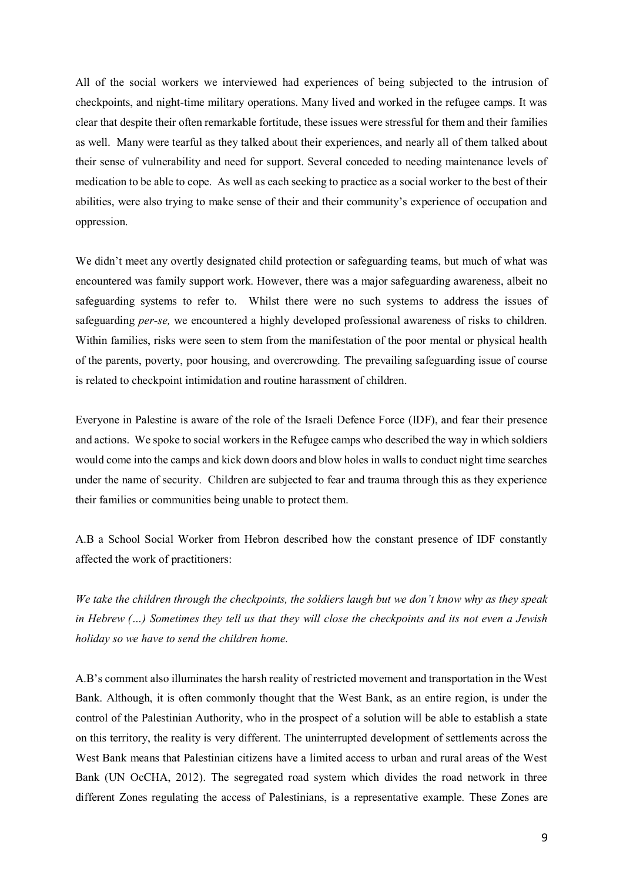All of the social workers we interviewed had experiences of being subjected to the intrusion of checkpoints, and night-time military operations. Many lived and worked in the refugee camps. It was clear that despite their often remarkable fortitude, these issues were stressful for them and their families as well. Many were tearful as they talked about their experiences, and nearly all of them talked about their sense of vulnerability and need for support. Several conceded to needing maintenance levels of medication to be able to cope. As well as each seeking to practice as a social worker to the best of their abilities, were also trying to make sense of their and their community's experience of occupation and oppression.

We didn't meet any overtly designated child protection or safeguarding teams, but much of what was encountered was family support work. However, there was a major safeguarding awareness, albeit no safeguarding systems to refer to. Whilst there were no such systems to address the issues of safeguarding *per-se,* we encountered a highly developed professional awareness of risks to children. Within families, risks were seen to stem from the manifestation of the poor mental or physical health of the parents, poverty, poor housing, and overcrowding. The prevailing safeguarding issue of course is related to checkpoint intimidation and routine harassment of children.

Everyone in Palestine is aware of the role of the Israeli Defence Force (IDF), and fear their presence and actions. We spoke to social workers in the Refugee camps who described the way in which soldiers would come into the camps and kick down doors and blow holes in walls to conduct night time searches under the name of security. Children are subjected to fear and trauma through this as they experience their families or communities being unable to protect them.

A.B a School Social Worker from Hebron described how the constant presence of IDF constantly affected the work of practitioners:

*We take the children through the checkpoints, the soldiers laugh but we don't know why as they speak in Hebrew (…) Sometimes they tell us that they will close the checkpoints and its not even a Jewish holiday so we have to send the children home.*

A.B's comment also illuminates the harsh reality of restricted movement and transportation in the West Bank. Although, it is often commonly thought that the West Bank, as an entire region, is under the control of the Palestinian Authority, who in the prospect of a solution will be able to establish a state on this territory, the reality is very different. The uninterrupted development of settlements across the West Bank means that Palestinian citizens have a limited access to urban and rural areas of the West Bank (UN OcCHA, 2012). The segregated road system which divides the road network in three different Zones regulating the access of Palestinians, is a representative example. These Zones are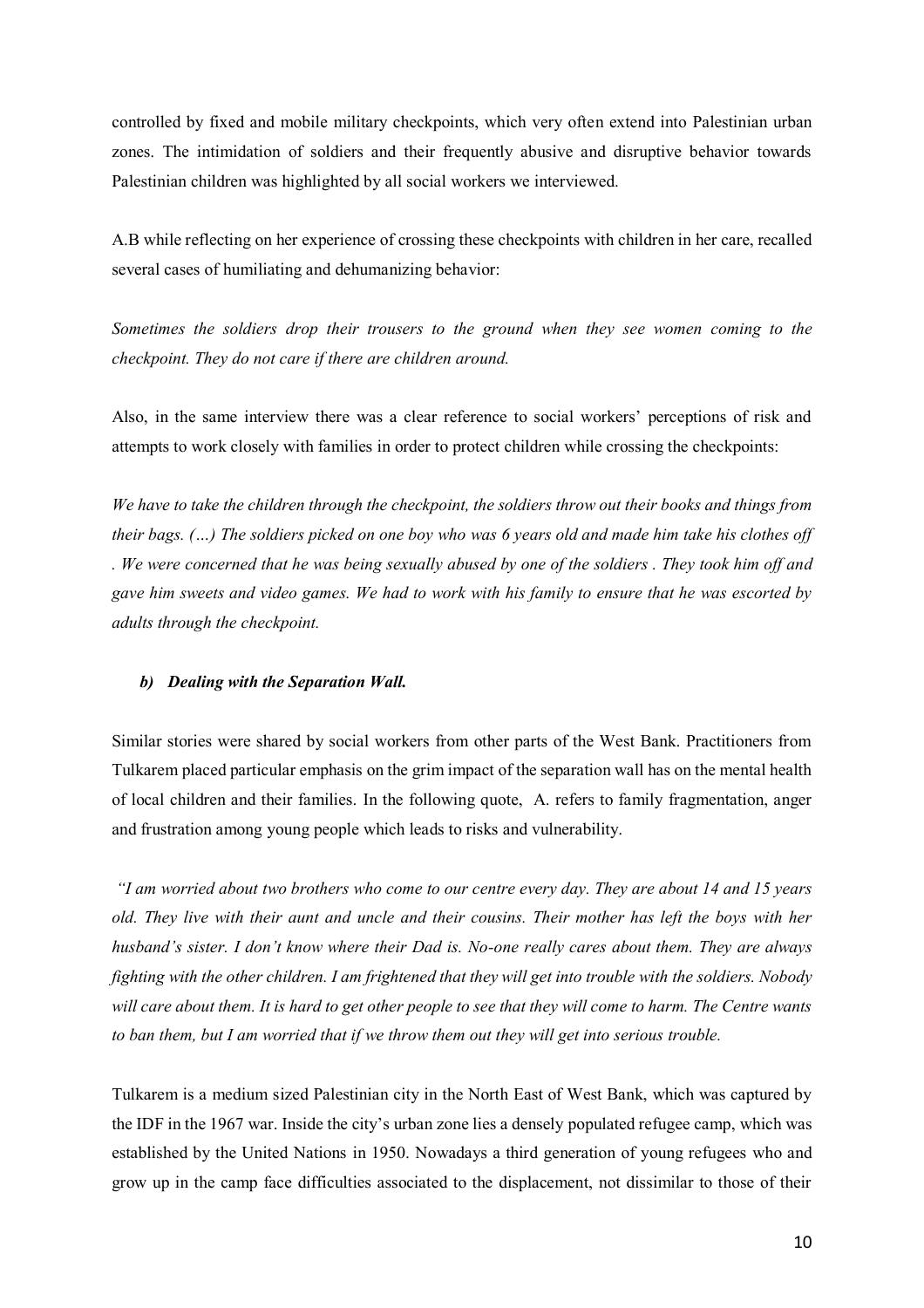controlled by fixed and mobile military checkpoints, which very often extend into Palestinian urban zones. The intimidation of soldiers and their frequently abusive and disruptive behavior towards Palestinian children was highlighted by all social workers we interviewed.

A.B while reflecting on her experience of crossing these checkpoints with children in her care, recalled several cases of humiliating and dehumanizing behavior:

*Sometimes the soldiers drop their trousers to the ground when they see women coming to the checkpoint. They do not care if there are children around.*

Also, in the same interview there was a clear reference to social workers' perceptions of risk and attempts to work closely with families in order to protect children while crossing the checkpoints:

*We have to take the children through the checkpoint, the soldiers throw out their books and things from their bags. (…) The soldiers picked on one boy who was 6 years old and made him take his clothes off . We were concerned that he was being sexually abused by one of the soldiers . They took him off and gave him sweets and video games. We had to work with his family to ensure that he was escorted by adults through the checkpoint.*

### *b) Dealing with the Separation Wall.*

Similar stories were shared by social workers from other parts of the West Bank. Practitioners from Tulkarem placed particular emphasis on the grim impact of the separation wall has on the mental health of local children and their families. In the following quote, A. refers to family fragmentation, anger and frustration among young people which leads to risks and vulnerability.

*"I am worried about two brothers who come to our centre every day. They are about 14 and 15 years old. They live with their aunt and uncle and their cousins. Their mother has left the boys with her husband's sister. I don't know where their Dad is. No-one really cares about them. They are always fighting with the other children. I am frightened that they will get into trouble with the soldiers. Nobody will care about them. It is hard to get other people to see that they will come to harm. The Centre wants to ban them, but I am worried that if we throw them out they will get into serious trouble.*

Tulkarem is a medium sized Palestinian city in the North East of West Bank, which was captured by the IDF in the 1967 war. Inside the city's urban zone lies a densely populated refugee camp, which was established by the United Nations in 1950. Nowadays a third generation of young refugees who and grow up in the camp face difficulties associated to the displacement, not dissimilar to those of their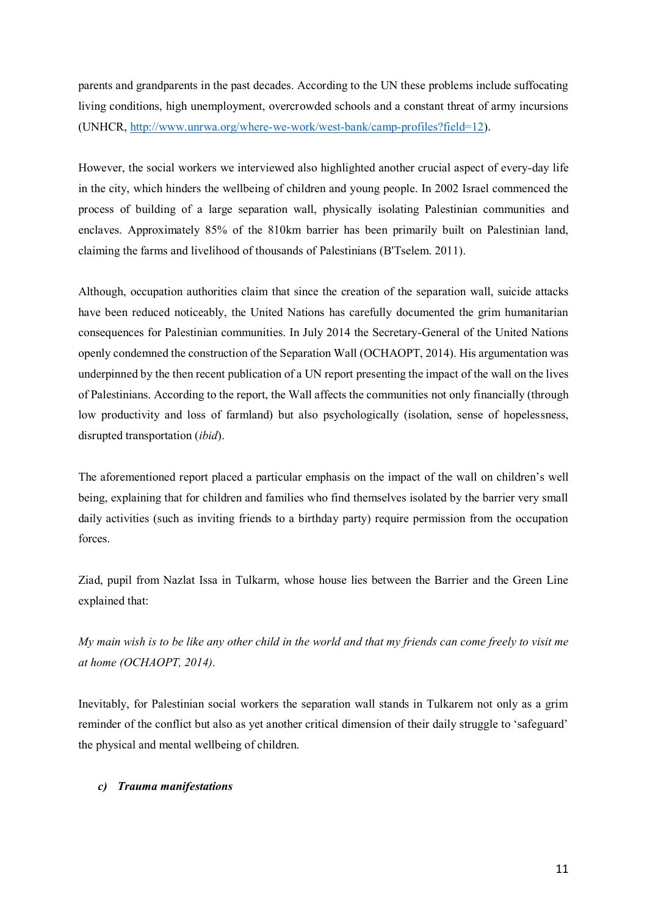parents and grandparents in the past decades. According to the UN these problems include suffocating living conditions, high unemployment, overcrowded schools and a constant threat of army incursions (UNHCR, [http://www.unrwa.org/where-we-work/west-bank/camp-profiles?field=12](http://www.unrwa.org/where-we-work/west-bank/camp-profiles?field=12)).

However, the social workers we interviewed also highlighted another crucial aspect of every-day life in the city, which hinders the wellbeing of children and young people. In 2002 Israel commenced the process of building of a large separation wall, physically isolating Palestinian communities and enclaves. Approximately 85% of the 810km barrier has been primarily built on Palestinian land, claiming the farms and livelihood of thousands of Palestinians (B'Tselem. 2011).

Although, occupation authorities claim that since the creation of the separation wall, suicide attacks have been reduced noticeably, the United Nations has carefully documented the grim humanitarian consequences for Palestinian communities. In July 2014 the Secretary-General of the United Nations openly condemned the construction of the Separation Wall (OCHAOPT, 2014). His argumentation was underpinned by the then recent publication of a UN report presenting the impact of the wall on the lives of Palestinians. According to the report, the Wall affects the communities not only financially (through low productivity and loss of farmland) but also psychologically (isolation, sense of hopelessness, disrupted transportation (*ibid*).

The aforementioned report placed a particular emphasis on the impact of the wall on children's well being, explaining that for children and families who find themselves isolated by the barrier very small daily activities (such as inviting friends to a birthday party) require permission from the occupation forces.

Ziad, pupil from Nazlat Issa in Tulkarm, whose house lies between the Barrier and the Green Line explained that:

*My main wish is to be like any other child in the world and that my friends can come freely to visit me at home (OCHAOPT, 2014).*

Inevitably, for Palestinian social workers the separation wall stands in Tulkarem not only as a grim reminder of the conflict but also as yet another critical dimension of their daily struggle to 'safeguard' the physical and mental wellbeing of children.

#### *c) Trauma manifestations*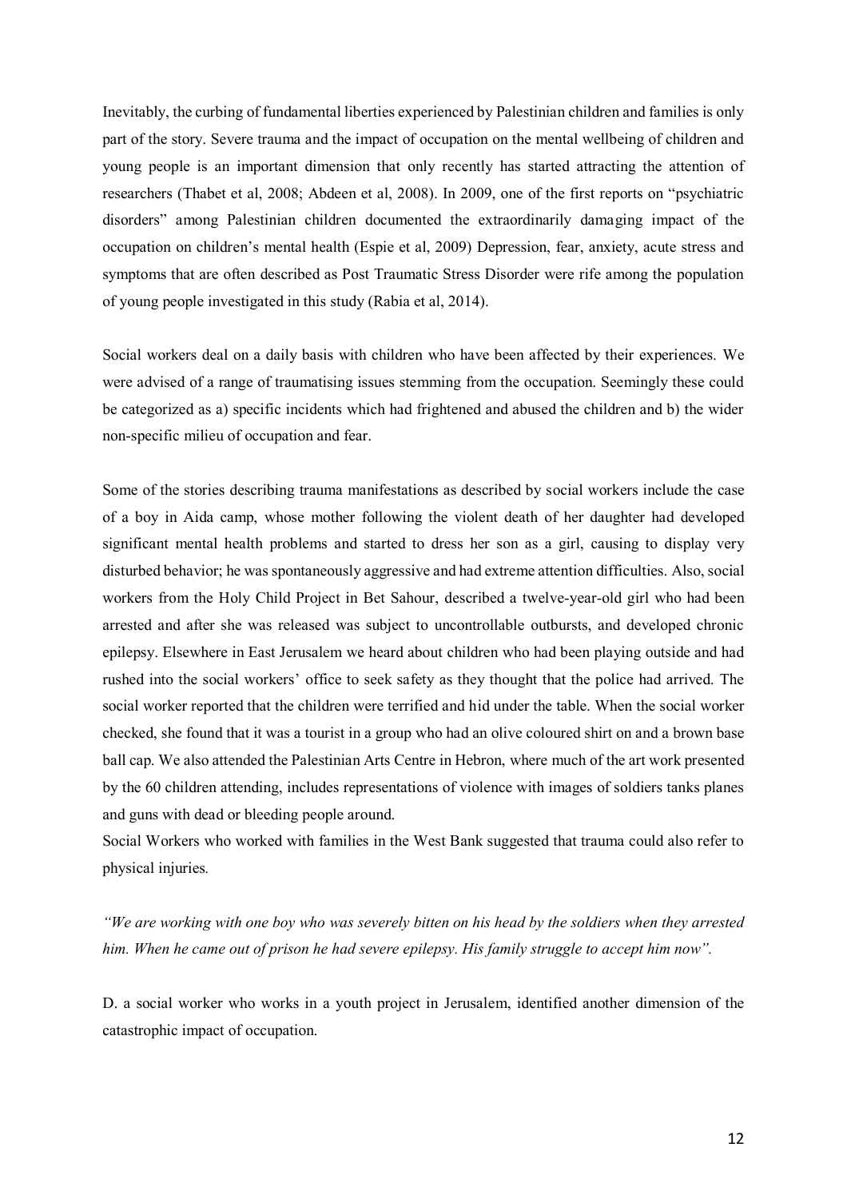Inevitably, the curbing of fundamental liberties experienced by Palestinian children and families is only part of the story. Severe trauma and the impact of occupation on the mental wellbeing of children and young people is an important dimension that only recently has started attracting the attention of researchers (Thabet et al, 2008; Abdeen et al, 2008). In 2009, one of the first reports on "psychiatric disorders" among Palestinian children documented the extraordinarily damaging impact of the occupation on children's mental health (Espie et al, 2009) Depression, fear, anxiety, acute stress and symptoms that are often described as Post Traumatic Stress Disorder were rife among the population of young people investigated in this study (Rabia et al, 2014).

Social workers deal on a daily basis with children who have been affected by their experiences. We were advised of a range of traumatising issues stemming from the occupation. Seemingly these could be categorized as a) specific incidents which had frightened and abused the children and b) the wider non-specific milieu of occupation and fear.

Some of the stories describing trauma manifestations as described by social workers include the case of a boy in Aida camp, whose mother following the violent death of her daughter had developed significant mental health problems and started to dress her son as a girl, causing to display very disturbed behavior; he was spontaneously aggressive and had extreme attention difficulties. Also, social workers from the Holy Child Project in Bet Sahour, described a twelve-year-old girl who had been arrested and after she was released was subject to uncontrollable outbursts, and developed chronic epilepsy. Elsewhere in East Jerusalem we heard about children who had been playing outside and had rushed into the social workers' office to seek safety as they thought that the police had arrived. The social worker reported that the children were terrified and hid under the table. When the social worker checked, she found that it was a tourist in a group who had an olive coloured shirt on and a brown base ball cap. We also attended the Palestinian Arts Centre in Hebron, where much of the art work presented by the 60 children attending, includes representations of violence with images of soldiers tanks planes and guns with dead or bleeding people around.
Social Workers who worked with families in the West Bank suggested that trauma could also refer to physical injuries.

*"We are working with one boy who was severely bitten on his head by the soldiers when they arrested him. When he came out of prison he had severe epilepsy. His family struggle to accept him now".*

D. a social worker who works in a youth project in Jerusalem, identified another dimension of the catastrophic impact of occupation.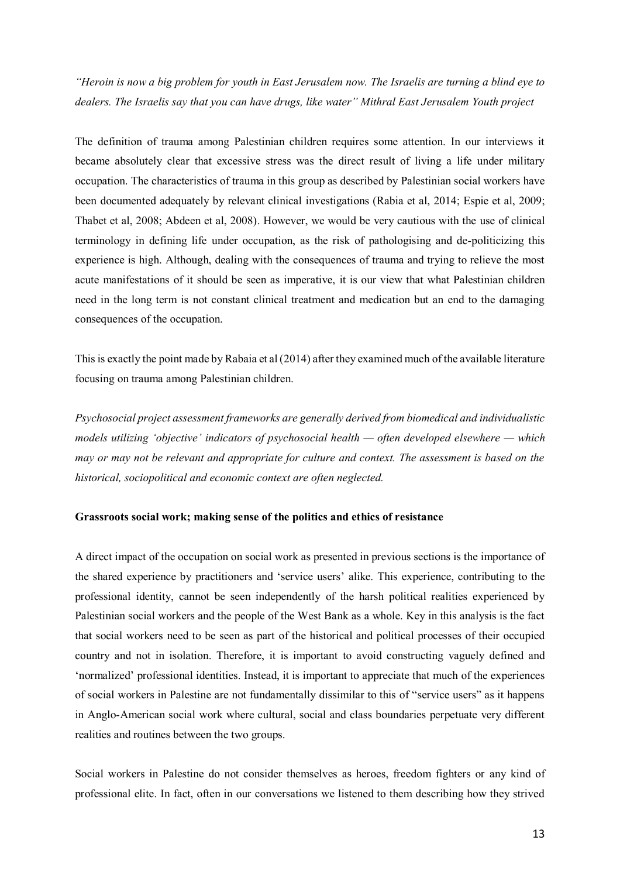*"Heroin is now a big problem for youth in East Jerusalem now. The Israelis are turning a blind eye to dealers. The Israelis say that you can have drugs, like water" Mithral East Jerusalem Youth project*

The definition of trauma among Palestinian children requires some attention. In our interviews it became absolutely clear that excessive stress was the direct result of living a life under military occupation. The characteristics of trauma in this group as described by Palestinian social workers have been documented adequately by relevant clinical investigations (Rabia et al, 2014; Espie et al, 2009; Thabet et al, 2008; Abdeen et al, 2008). However, we would be very cautious with the use of clinical terminology in defining life under occupation, as the risk of pathologising and de-politicizing this experience is high. Although, dealing with the consequences of trauma and trying to relieve the most acute manifestations of it should be seen as imperative, it is our view that what Palestinian children need in the long term is not constant clinical treatment and medication but an end to the damaging consequences of the occupation.

This is exactly the point made by Rabaia et al (2014) after they examined much of the available literature focusing on trauma among Palestinian children.

*Psychosocial project assessment frameworks are generally derived from biomedical and individualistic models utilizing 'objective' indicators of psychosocial health — often developed elsewhere — which may or may not be relevant and appropriate for culture and context. The assessment is based on the historical, sociopolitical and economic context are often neglected.*

**Grassroots social work; making sense of the politics and ethics of resistance**

A direct impact of the occupation on social work as presented in previous sections is the importance of the shared experience by practitioners and 'service users' alike. This experience, contributing to the professional identity, cannot be seen independently of the harsh political realities experienced by Palestinian social workers and the people of the West Bank as a whole. Key in this analysis is the fact that social workers need to be seen as part of the historical and political processes of their occupied country and not in isolation. Therefore, it is important to avoid constructing vaguely defined and 'normalized' professional identities. Instead, it is important to appreciate that much of the experiences of social workers in Palestine are not fundamentally dissimilar to this of "service users" as it happens in Anglo-American social work where cultural, social and class boundaries perpetuate very different realities and routines between the two groups.

Social workers in Palestine do not consider themselves as heroes, freedom fighters or any kind of professional elite. In fact, often in our conversations we listened to them describing how they strived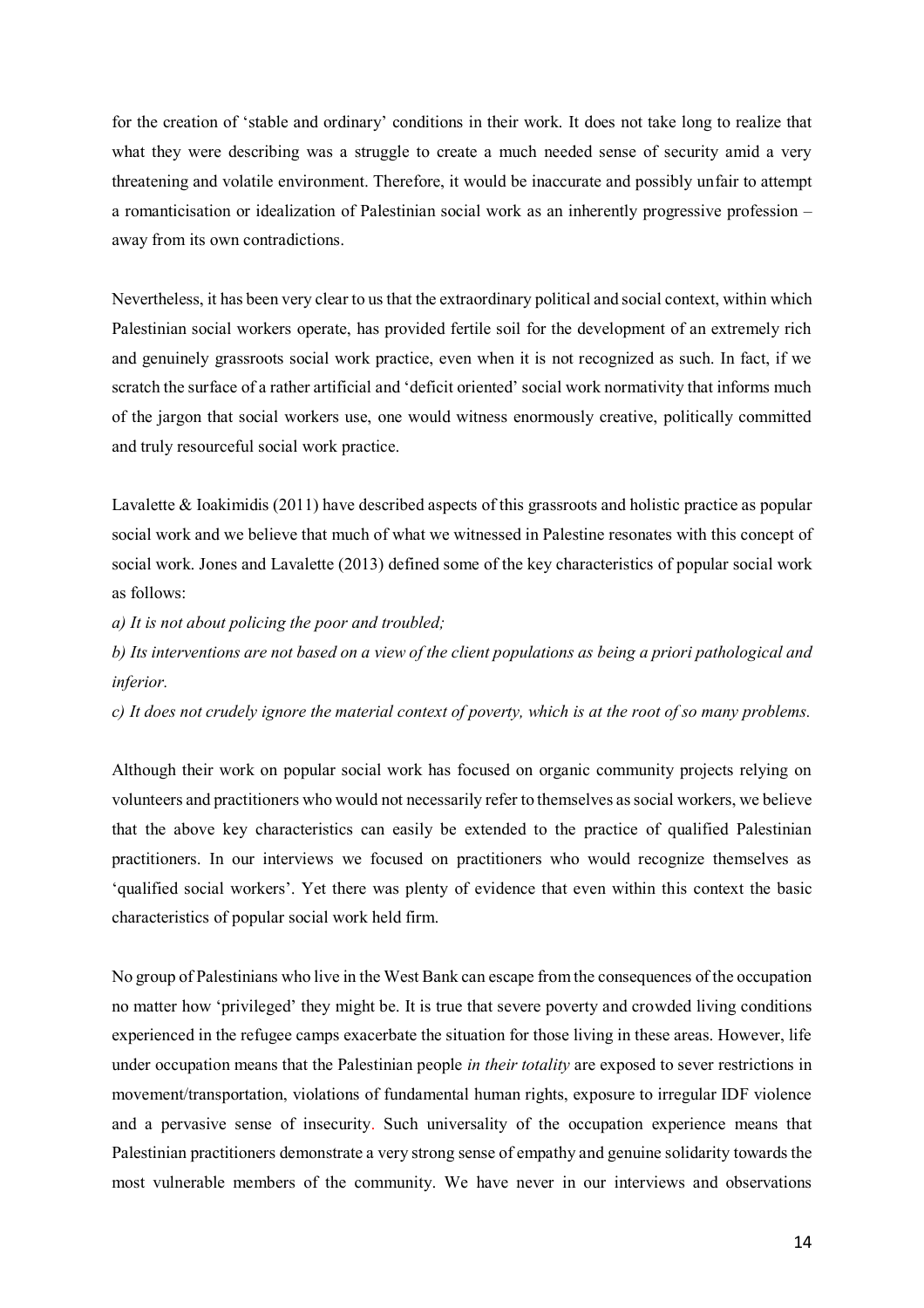for the creation of 'stable and ordinary' conditions in their work. It does not take long to realize that what they were describing was a struggle to create a much needed sense of security amid a very threatening and volatile environment. Therefore, it would be inaccurate and possibly unfair to attempt a romanticisation or idealization of Palestinian social work as an inherently progressive profession – away from its own contradictions.

Nevertheless, it has been very clear to us that the extraordinary political and social context, within which Palestinian social workers operate, has provided fertile soil for the development of an extremely rich and genuinely grassroots social work practice, even when it is not recognized as such. In fact, if we scratch the surface of a rather artificial and 'deficit oriented' social work normativity that informs much of the jargon that social workers use, one would witness enormously creative, politically committed and truly resourceful social work practice.

Lavalette & Ioakimidis (2011) have described aspects of this grassroots and holistic practice as popular social work and we believe that much of what we witnessed in Palestine resonates with this concept of social work. Jones and Lavalette (2013) defined some of the key characteristics of popular social work as follows:

*a) It is not about policing the poor and troubled;*

*b) Its interventions are not based on a view of the client populations as being a priori pathological and inferior.*

*c) It does not crudely ignore the material context of poverty, which is at the root of so many problems.*

Although their work on popular social work has focused on organic community projects relying on volunteers and practitioners who would not necessarily refer to themselves as social workers, we believe that the above key characteristics can easily be extended to the practice of qualified Palestinian practitioners. In our interviews we focused on practitioners who would recognize themselves as 'qualified social workers'. Yet there was plenty of evidence that even within this context the basic characteristics of popular social work held firm.

No group of Palestinians who live in the West Bank can escape from the consequences of the occupation no matter how 'privileged' they might be. It is true that severe poverty and crowded living conditions experienced in the refugee camps exacerbate the situation for those living in these areas. However, life under occupation means that the Palestinian people *in their totality* are exposed to sever restrictions in movement/transportation, violations of fundamental human rights, exposure to irregular IDF violence and a pervasive sense of insecurity. Such universality of the occupation experience means that Palestinian practitioners demonstrate a very strong sense of empathy and genuine solidarity towards the most vulnerable members of the community. We have never in our interviews and observations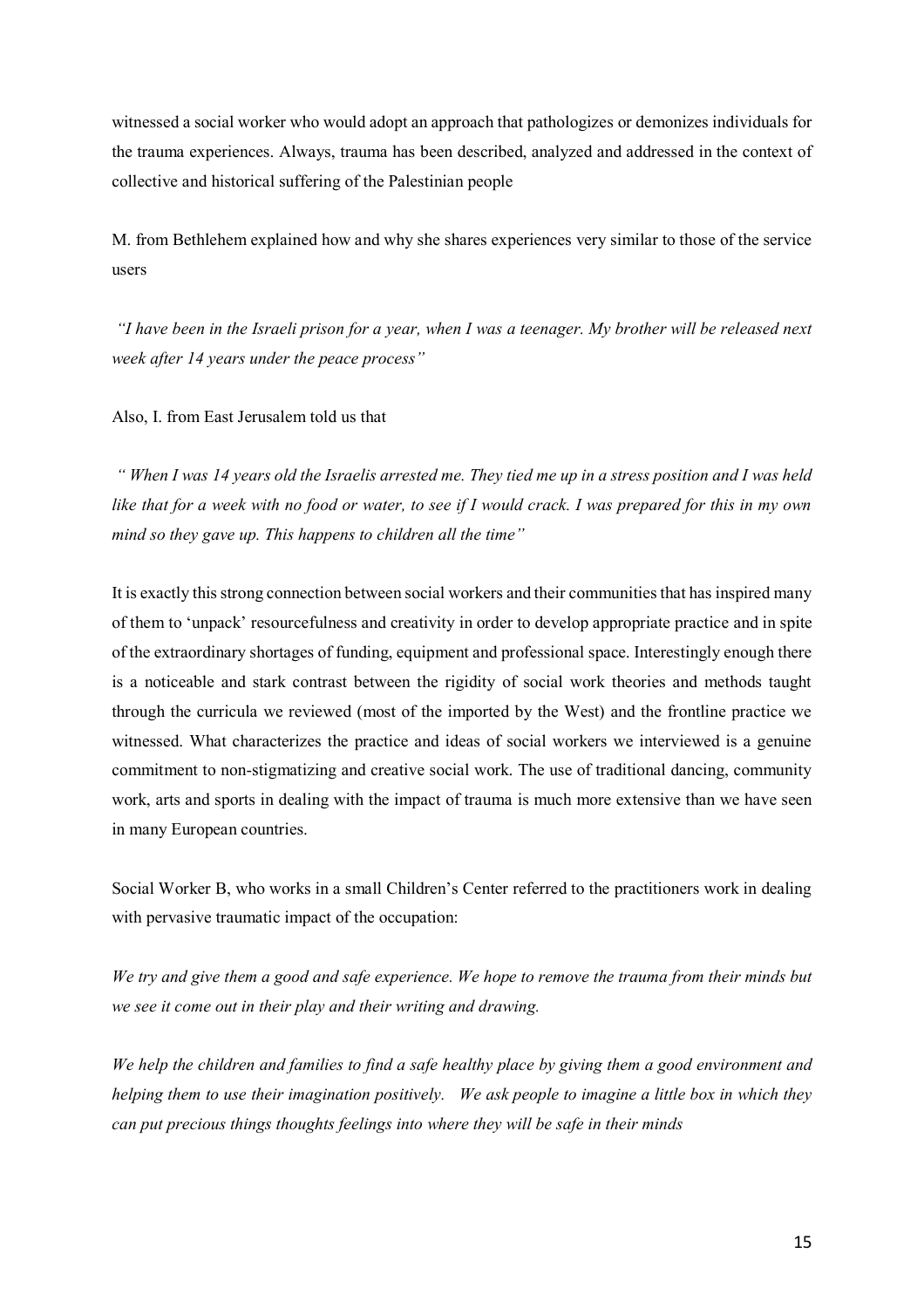witnessed a social worker who would adopt an approach that pathologizes or demonizes individuals for the trauma experiences. Always, trauma has been described, analyzed and addressed in the context of collective and historical suffering of the Palestinian people

M. from Bethlehem explained how and why she shares experiences very similar to those of the service users

*"I have been in the Israeli prison for a year, when I was a teenager. My brother will be released next week after 14 years under the peace process"*

Also, I. from East Jerusalem told us that

*" When I was 14 years old the Israelis arrested me. They tied me up in a stress position and I was held like that for a week with no food or water, to see if I would crack. I was prepared for this in my own mind so they gave up. This happens to children all the time"*

It is exactly this strong connection between social workers and their communities that has inspired many of them to 'unpack' resourcefulness and creativity in order to develop appropriate practice and in spite of the extraordinary shortages of funding, equipment and professional space. Interestingly enough there is a noticeable and stark contrast between the rigidity of social work theories and methods taught through the curricula we reviewed (most of the imported by the West) and the frontline practice we witnessed. What characterizes the practice and ideas of social workers we interviewed is a genuine commitment to non-stigmatizing and creative social work. The use of traditional dancing, community work, arts and sports in dealing with the impact of trauma is much more extensive than we have seen in many European countries.

Social Worker B, who works in a small Children's Center referred to the practitioners work in dealing with pervasive traumatic impact of the occupation:

*We try and give them a good and safe experience. We hope to remove the trauma from their minds but we see it come out in their play and their writing and drawing.*

*We help the children and families to find a safe healthy place by giving them a good environment and helping them to use their imagination positively. We ask people to imagine a little box in which they can put precious things thoughts feelings into where they will be safe in their minds*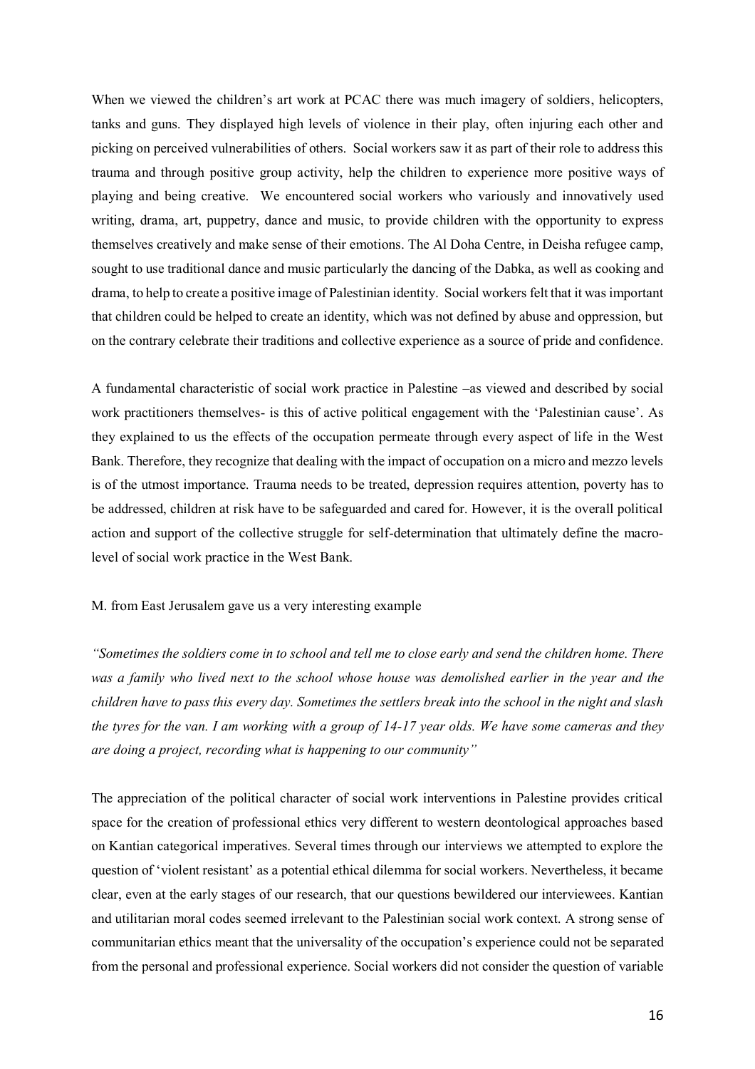When we viewed the children's art work at PCAC there was much imagery of soldiers, helicopters, tanks and guns. They displayed high levels of violence in their play, often injuring each other and picking on perceived vulnerabilities of others. Social workers saw it as part of their role to address this trauma and through positive group activity, help the children to experience more positive ways of playing and being creative. We encountered social workers who variously and innovatively used writing, drama, art, puppetry, dance and music, to provide children with the opportunity to express themselves creatively and make sense of their emotions. The Al Doha Centre, in Deisha refugee camp, sought to use traditional dance and music particularly the dancing of the Dabka, as well as cooking and drama, to help to create a positive image of Palestinian identity. Social workers felt that it was important that children could be helped to create an identity, which was not defined by abuse and oppression, but on the contrary celebrate their traditions and collective experience as a source of pride and confidence.

A fundamental characteristic of social work practice in Palestine –as viewed and described by social work practitioners themselves- is this of active political engagement with the 'Palestinian cause'. As they explained to us the effects of the occupation permeate through every aspect of life in the West Bank. Therefore, they recognize that dealing with the impact of occupation on a micro and mezzo levels is of the utmost importance. Trauma needs to be treated, depression requires attention, poverty has to be addressed, children at risk have to be safeguarded and cared for. However, it is the overall political action and support of the collective struggle for self-determination that ultimately define the macro-level of social work practice in the West Bank.

M. from East Jerusalem gave us a very interesting example

*"Sometimes the soldiers come in to school and tell me to close early and send the children home. There was a family who lived next to the school whose house was demolished earlier in the year and the children have to pass this every day. Sometimes the settlers break into the school in the night and slash the tyres for the van. I am working with a group of 14-17 year olds. We have some cameras and they are doing a project, recording what is happening to our community"*

The appreciation of the political character of social work interventions in Palestine provides critical space for the creation of professional ethics very different to western deontological approaches based on Kantian categorical imperatives. Several times through our interviews we attempted to explore the question of 'violent resistant' as a potential ethical dilemma for social workers. Nevertheless, it became clear, even at the early stages of our research, that our questions bewildered our interviewees. Kantian and utilitarian moral codes seemed irrelevant to the Palestinian social work context. A strong sense of communitarian ethics meant that the universality of the occupation's experience could not be separated from the personal and professional experience. Social workers did not consider the question of variable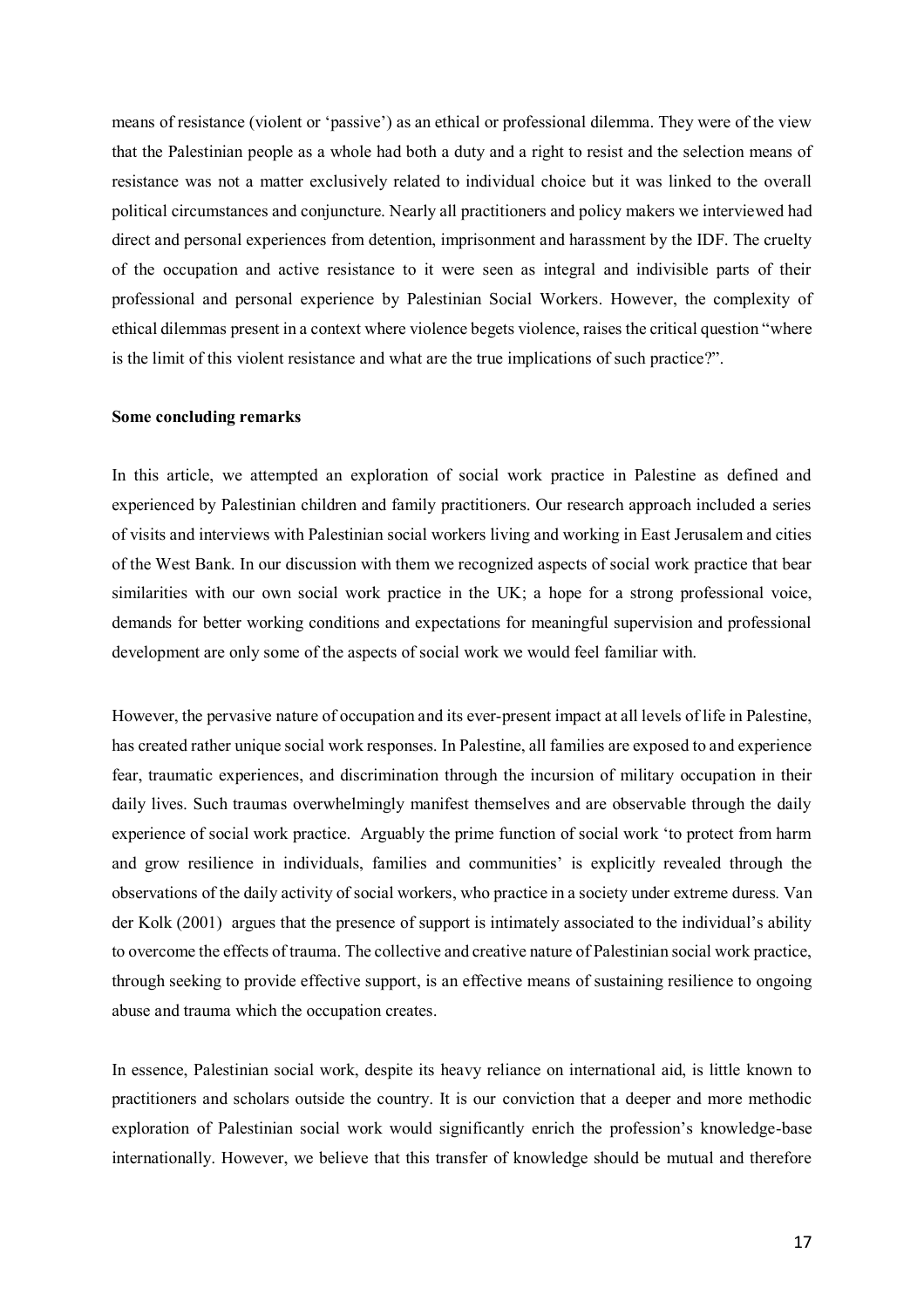means of resistance (violent or 'passive') as an ethical or professional dilemma. They were of the view that the Palestinian people as a whole had both a duty and a right to resist and the selection means of resistance was not a matter exclusively related to individual choice but it was linked to the overall political circumstances and conjuncture. Nearly all practitioners and policy makers we interviewed had direct and personal experiences from detention, imprisonment and harassment by the IDF. The cruelty of the occupation and active resistance to it were seen as integral and indivisible parts of their professional and personal experience by Palestinian Social Workers. However, the complexity of ethical dilemmas present in a context where violence begets violence, raises the critical question "where is the limit of this violent resistance and what are the true implications of such practice?".

**Some concluding remarks**

In this article, we attempted an exploration of social work practice in Palestine as defined and experienced by Palestinian children and family practitioners. Our research approach included a series of visits and interviews with Palestinian social workers living and working in East Jerusalem and cities of the West Bank. In our discussion with them we recognized aspects of social work practice that bear similarities with our own social work practice in the UK; a hope for a strong professional voice, demands for better working conditions and expectations for meaningful supervision and professional development are only some of the aspects of social work we would feel familiar with.

However, the pervasive nature of occupation and its ever-present impact at all levels of life in Palestine, has created rather unique social work responses. In Palestine, all families are exposed to and experience fear, traumatic experiences, and discrimination through the incursion of military occupation in their daily lives. Such traumas overwhelmingly manifest themselves and are observable through the daily experience of social work practice. Arguably the prime function of social work 'to protect from harm and grow resilience in individuals, families and communities' is explicitly revealed through the observations of the daily activity of social workers, who practice in a society under extreme duress. Van der Kolk (2001) argues that the presence of support is intimately associated to the individual's ability to overcome the effects of trauma. The collective and creative nature of Palestinian social work practice, through seeking to provide effective support, is an effective means of sustaining resilience to ongoing abuse and trauma which the occupation creates.

In essence, Palestinian social work, despite its heavy reliance on international aid, is little known to practitioners and scholars outside the country. It is our conviction that a deeper and more methodic exploration of Palestinian social work would significantly enrich the profession's knowledge-base internationally. However, we believe that this transfer of knowledge should be mutual and therefore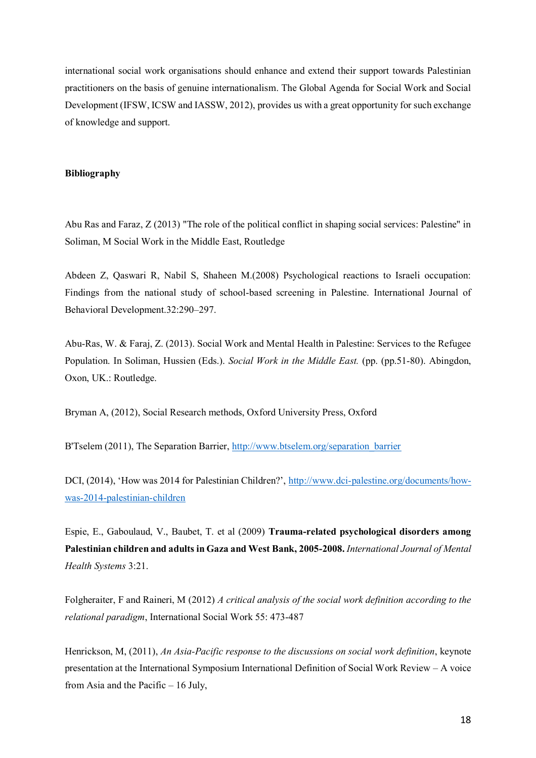international social work organisations should enhance and extend their support towards Palestinian practitioners on the basis of genuine internationalism. The Global Agenda for Social Work and Social Development (IFSW, ICSW and IASSW, 2012), provides us with a great opportunity for such exchange of knowledge and support.

**Bibliography**

Abu Ras and Faraz, Z (2013) "The role of the political conflict in shaping social services: Palestine" in Soliman, M Social Work in the Middle East, Routledge

Abdeen Z, Qaswari R, Nabil S, Shaheen M.(2008) Psychological reactions to Israeli occupation: Findings from the national study of school-based screening in Palestine. International Journal of Behavioral Development.32:290–297.

Abu-Ras, W. & Faraj, Z. (2013). Social Work and Mental Health in Palestine: Services to the Refugee Population. In Soliman, Hussien (Eds.). *Social Work in the Middle East.* (pp. (pp.51-80). Abingdon, Oxon, UK.: Routledge.

Bryman A, (2012), Social Research methods, Oxford University Press, Oxford

B'Tselem (2011), The Separation Barrier, [http://www.btselem.org/separation_barrier](http://www.btselem.org/separation_barrier)

DCI, (2014), 'How was 2014 for Palestinian Children?', [http://www.dci-palestine.org/documents/how-was-2014-palestinian-children](http://www.dci-palestine.org/documents/how-was-2014-palestinian-children)

Espie, E., Gaboulaud, V., Baubet, T. et al (2009) **Trauma-related psychological disorders among Palestinian children and adults in Gaza and West Bank, 2005-2008.** *International Journal of Mental Health Systems* 3:21.

Folgheraiter, F and Raineri, M (2012) *A critical analysis of the social work definition according to the relational paradigm*, International Social Work 55: 473-487

Henrickson, M, (2011), *An Asia-Pacific response to the discussions on social work definition*, keynote presentation at the International Symposium International Definition of Social Work Review – A voice from Asia and the Pacific – 16 July,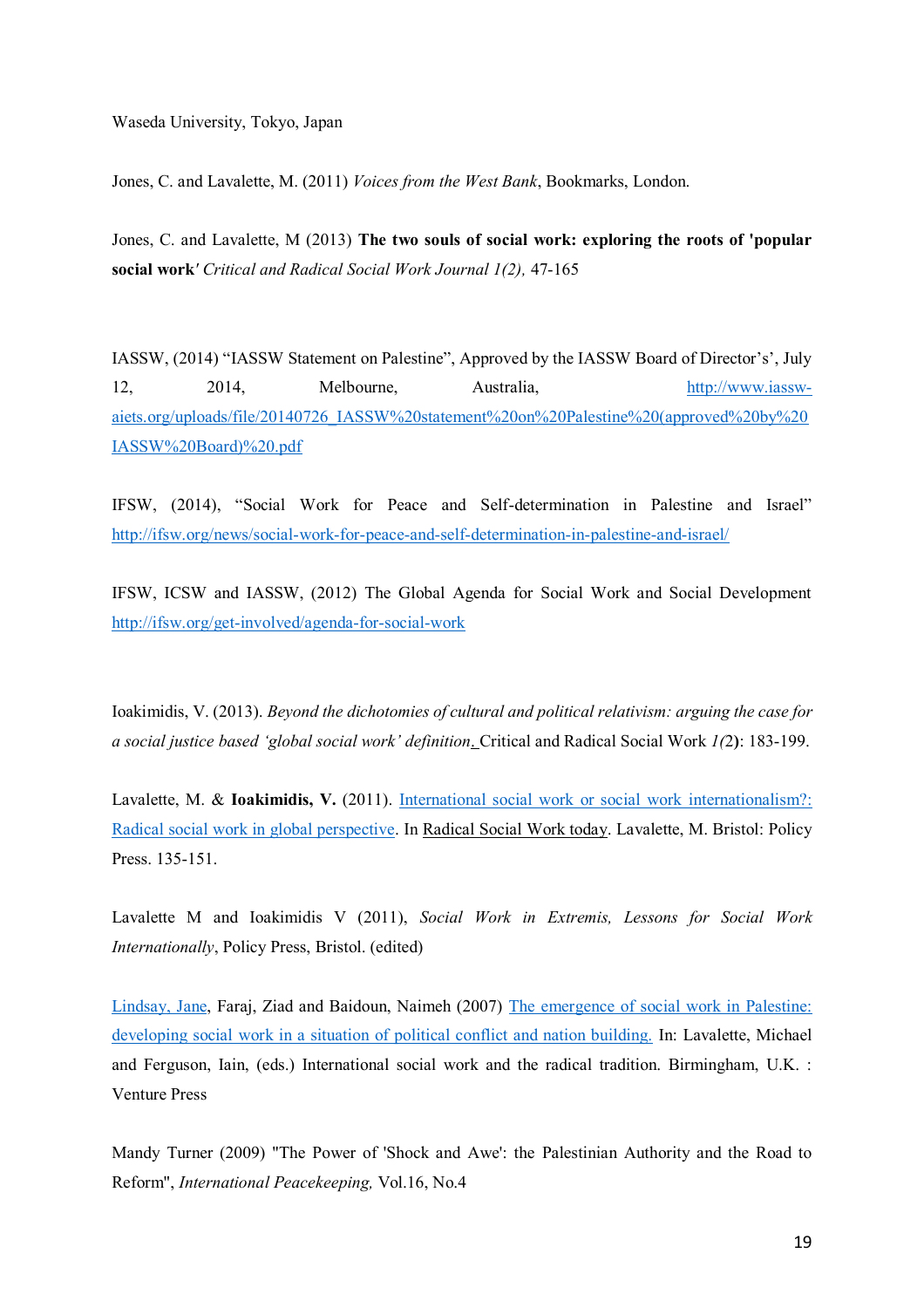Waseda University, Tokyo, Japan

Jones, C. and Lavalette, M. (2011) *Voices from the West Bank*, Bookmarks, London.

Jones, C. and Lavalette, M (2013) **The two souls of social work: exploring the roots of 'popular social work'** *Critical and Radical Social Work Journal 1(2),* 47-165

IASSW, (2014) "IASSW Statement on Palestine", Approved by the IASSW Board of Director's', July 12, 2014, Melbourne, Australia, http://www.iassw-aiets.org/uploads/file/20140726_IASSW%20statement%20on%20Palestine%20(approved%20by%20IASSW%20Board)%20.pdf

IFSW, (2014), "Social Work for Peace and Self-determination in Palestine and Israel" http://ifsw.org/news/social-work-for-peace-and-self-determination-in-palestine-and-israel/

IFSW, ICSW and IASSW, (2012) The Global Agenda for Social Work and Social Development http://ifsw.org/get-involved/agenda-for-social-work

Ioakimidis, V. (2013). *Beyond the dichotomies of cultural and political relativism: arguing the case for a social justice based 'global social work' definition*. Critical and Radical Social Work *1(*2**)**: 183-199.

Lavalette, M. & **Ioakimidis, V.** (2011). International social work or social work internationalism?: Radical social work in global perspective. In Radical Social Work today. Lavalette, M. Bristol: Policy Press. 135-151.

Lavalette M and Ioakimidis V (2011), *Social Work in Extremis, Lessons for Social Work Internationally*, Policy Press, Bristol. (edited)

Lindsay, Jane, Faraj, Ziad and Baidoun, Naimeh (2007) The emergence of social work in Palestine: developing social work in a situation of political conflict and nation building. In: Lavalette, Michael and Ferguson, Iain, (eds.) International social work and the radical tradition. Birmingham, U.K. : Venture Press

Mandy Turner (2009) "The Power of 'Shock and Awe': the Palestinian Authority and the Road to Reform", *International Peacekeeping,* Vol.16, No.4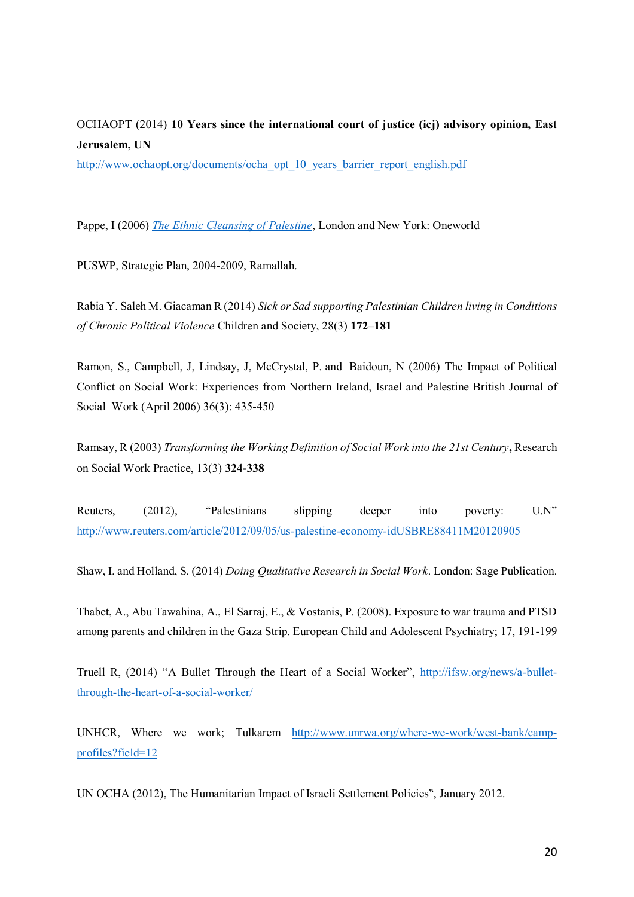OCHAOPT (2014) **10 Years since the international court of justice (icj) advisory opinion, East Jerusalem, UN** http://www.ochaopt.org/documents/ocha_opt_10_years_barrier_report_english.pdf

Pappe, I (2006) *The Ethnic Cleansing of Palestine*, London and New York: Oneworld

PUSWP, Strategic Plan, 2004-2009, Ramallah.

Rabia Y. Saleh M. Giacaman R (2014) *Sick or Sad supporting Palestinian Children living in Conditions of Chronic Political Violence* Children and Society, 28(3) **172–181**

Ramon, S., Campbell, J, Lindsay, J, McCrystal, P. and Baidoun, N (2006) The Impact of Political Conflict on Social Work: Experiences from Northern Ireland, Israel and Palestine British Journal of Social Work (April 2006) 36(3): 435-450

Ramsay, R (2003) *Transforming the Working Definition of Social Work into the 21st Century***,** Research on Social Work Practice, 13(3) **324-338**

Reuters, (2012), "Palestinians slipping deeper into poverty: U.N" http://www.reuters.com/article/2012/09/05/us-palestine-economy-idUSBRE88411M20120905

Shaw, I. and Holland, S. (2014) *Doing Qualitative Research in Social Work*. London: Sage Publication.

Thabet, A., Abu Tawahina, A., El Sarraj, E., & Vostanis, P. (2008). Exposure to war trauma and PTSD among parents and children in the Gaza Strip. European Child and Adolescent Psychiatry; 17, 191-199

Truell R, (2014) "A Bullet Through the Heart of a Social Worker", http://ifsw.org/news/a-bullet-through-the-heart-of-a-social-worker/

UNHCR, Where we work; Tulkarem http://www.unrwa.org/where-we-work/west-bank/camp-profiles?field=12

UN OCHA (2012), The Humanitarian Impact of Israeli Settlement Policies‟, January 2012.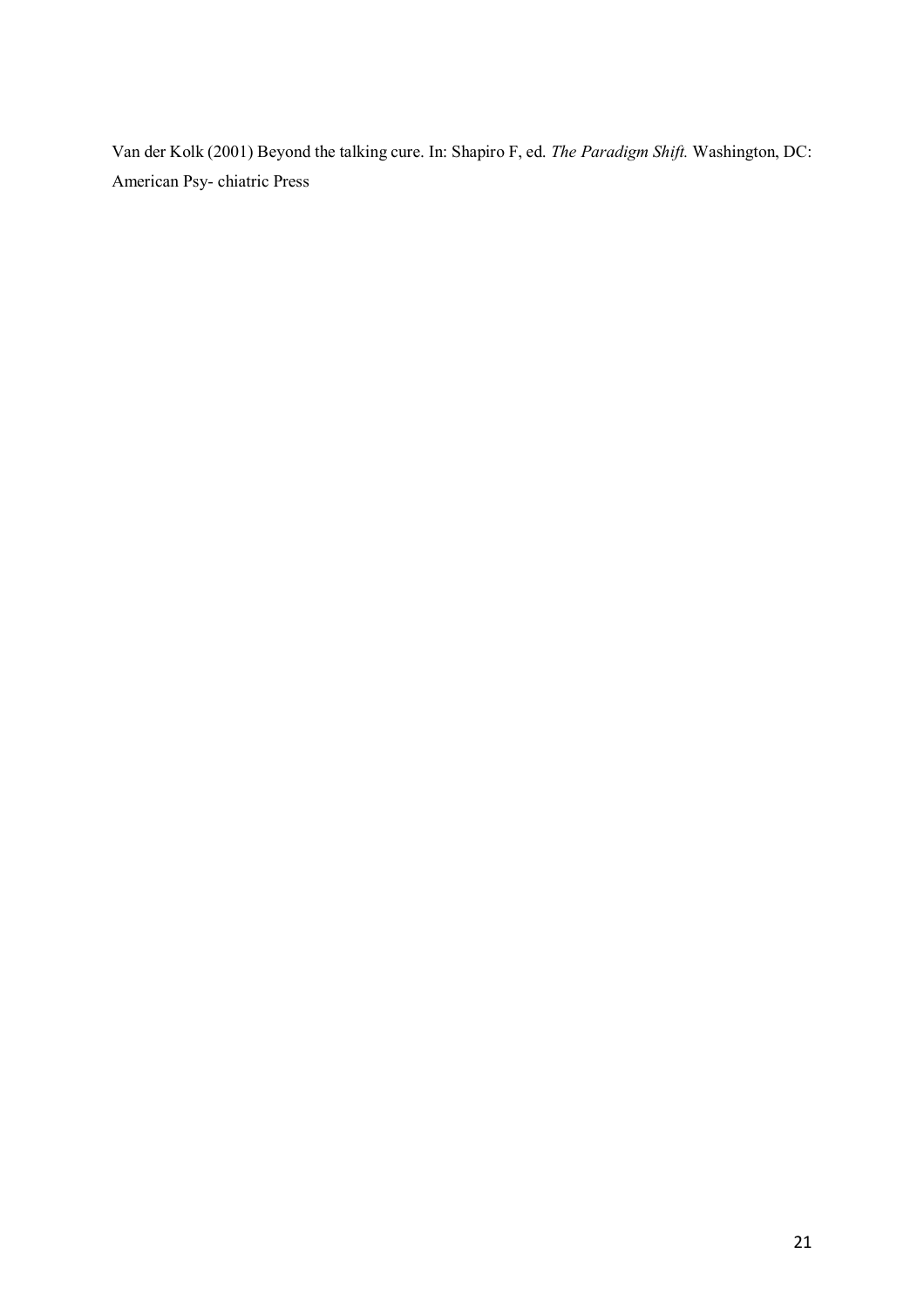Van der Kolk (2001) Beyond the talking cure. In: Shapiro F, ed. *The Paradigm Shift.* Washington, DC: American Psy- chiatric Press